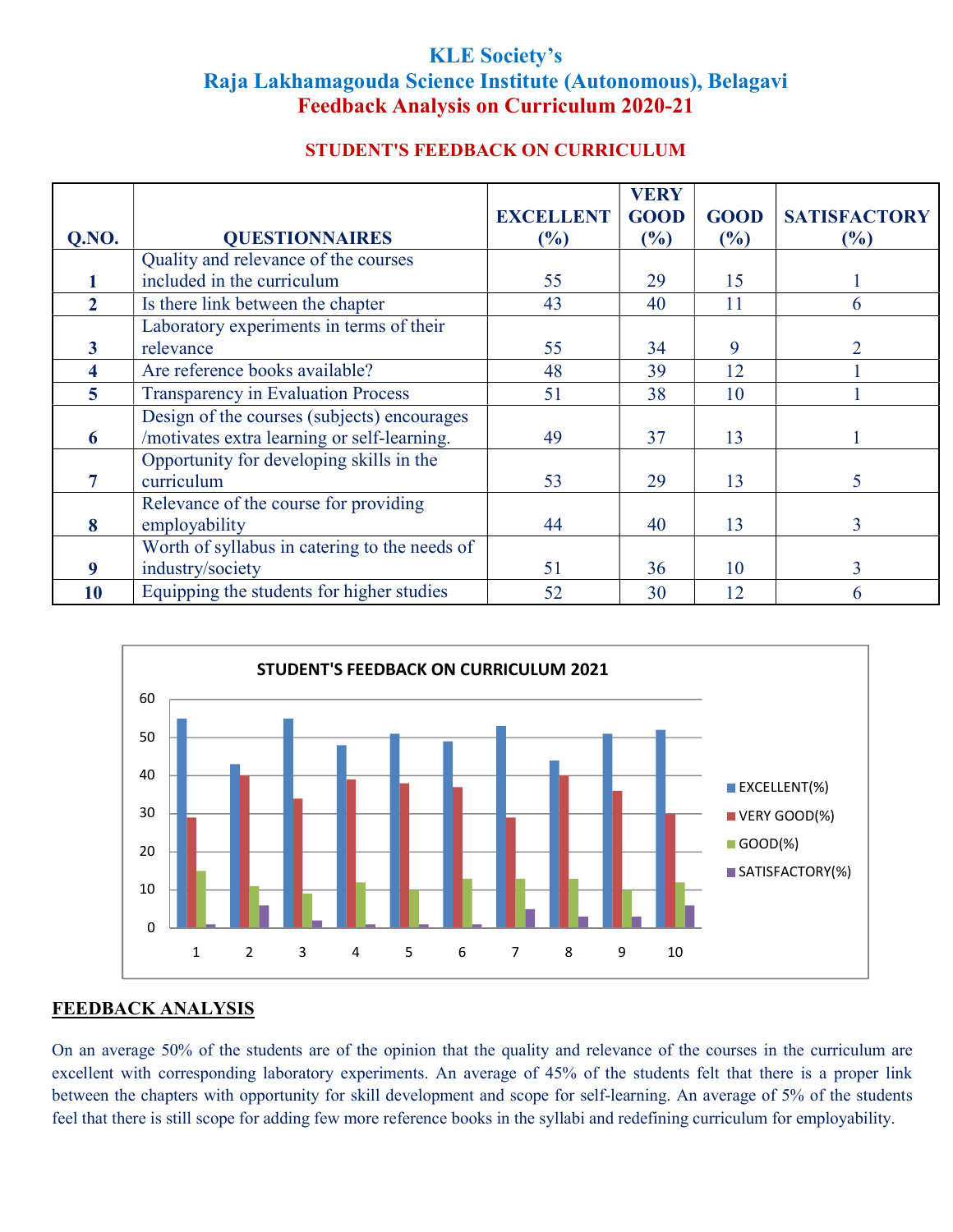# KLE Society's

# Raja Lakhamagouda Science Institute (Autonomous), Belagavi

## Feedback Analysis on Curriculum 2020-21

### STUDENT'S FEEDBACK ON CURRICULUM

| Q.NO. | QUESTIONNAIRES | EXCELLENT (%) | VERY GOOD (%) | GOOD (%) | SATISFACTORY (%) |
|---|---|---|---|---|---|
| 1 | Quality and relevance of the courses included in the curriculum | 55 | 29 | 15 | 1 |
| 2 | Is there link between the chapter | 43 | 40 | 11 | 6 |
| 3 | Laboratory experiments in terms of their relevance | 55 | 34 | 9 | 2 |
| 4 | Are reference books available? | 48 | 39 | 12 | 1 |
| 5 | Transparency in Evaluation Process | 51 | 38 | 10 | 1 |
| 6 | Design of the courses (subjects) encourages /motivates extra learning or self-learning. | 49 | 37 | 13 | 1 |
| 7 | Opportunity for developing skills in the curriculum | 53 | 29 | 13 | 5 |
| 8 | Relevance of the course for providing employability | 44 | 40 | 13 | 3 |
| 9 | Worth of syllabus in catering to the needs of industry/society | 51 | 36 | 10 | 3 |
| 10 | Equipping the students for higher studies | 52 | 30 | 12 | 6 |

STUDENT'S FEEDBACK ON CURRICULUM 2021

## FEEDBACK ANALYSIS

On an average 50% of the students are of the opinion that the quality and relevance of the courses in the curriculum are excellent with corresponding laboratory experiments. An average of 45% of the students felt that there is a proper link between the chapters with opportunity for skill development and scope for self-learning. An average of 5% of the students feel that there is still scope for adding few more reference books in the syllabi and redefining curriculum for employability.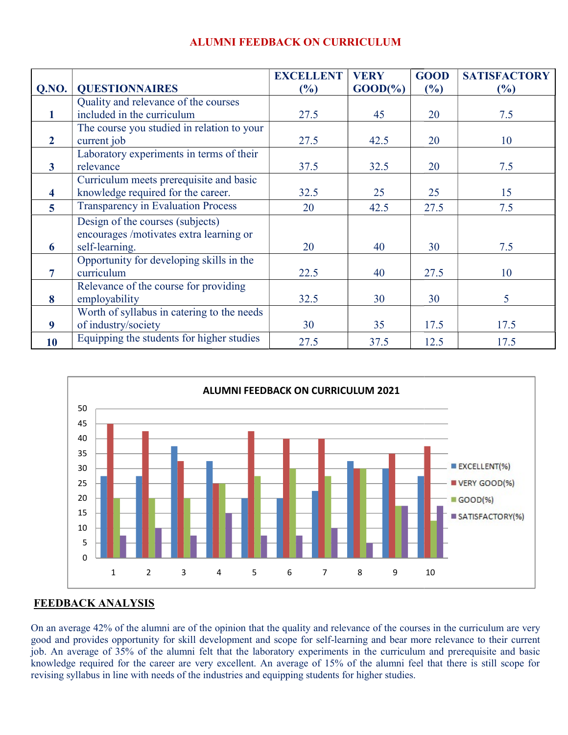# ALUMNI FEEDBACK ON CURRICULUM

| Q.NO. | QUESTIONNAIRES | EXCELLENT (%) | VERY GOOD(%) | GOOD (%) | SATISFACTORY (%) |
|---|---|---|---|---|---|
| 1 | Quality and relevance of the courses included in the curriculum | 27.5 | 45 | 20 | 7.5 |
| 2 | The course you studied in relation to your current job | 27.5 | 42.5 | 20 | 10 |
| 3 | Laboratory experiments in terms of their relevance | 37.5 | 32.5 | 20 | 7.5 |
| 4 | Curriculum meets prerequisite and basic knowledge required for the career. | 32.5 | 25 | 25 | 15 |
| 5 | Transparency in Evaluation Process | 20 | 42.5 | 27.5 | 7.5 |
| 6 | Design of the courses (subjects) encourages /motivates extra learning or self-learning. | 20 | 40 | 30 | 7.5 |
| 7 | Opportunity for developing skills in the curriculum | 22.5 | 40 | 27.5 | 10 |
| 8 | Relevance of the course for providing employability | 32.5 | 30 | 30 | 5 |
| 9 | Worth of syllabus in catering to the needs of industry/society | 30 | 35 | 17.5 | 17.5 |
| 10 | Equipping the students for higher studies | 27.5 | 37.5 | 12.5 | 17.5 |

ALUMNI FEEDBACK ON CURRICULUM 2021

| Q.NO. | EXCELLENT(%) | VERY GOOD(%) | GOOD(%) | SATISFACTORY(%) |
|---|---|---|---|---|
| 1 | 27.5 | 45 | 20 | 7.5 |
| 2 | 27.5 | 42.5 | 20 | 10 |
| 3 | 37.5 | 32.5 | 20 | 7.5 |
| 4 | 32.5 | 25 | 25 | 15 |
| 5 | 20 | 42.5 | 27.5 | 7.5 |
| 6 | 20 | 40 | 30 | 7.5 |
| 7 | 22.5 | 40 | 27.5 | 10 |
| 8 | 32.5 | 30 | 30 | 5 |
| 9 | 30 | 35 | 17.5 | 17.5 |
| 10 | 27.5 | 37.5 | 12.5 | 17.5 |

## FEEDBACK ANALYSIS

On an average 42% of the alumni are of the opinion that the quality and relevance of the courses in the curriculum are very good and provides opportunity for skill development and scope for self-learning and bear more relevance to their current job. An average of 35% of the alumni felt that the laboratory experiments in the curriculum and prerequisite and basic knowledge required for the career are very excellent. An average of 15% of the alumni feel that there is still scope for revising syllabus in line with needs of the industries and equipping students for higher studies.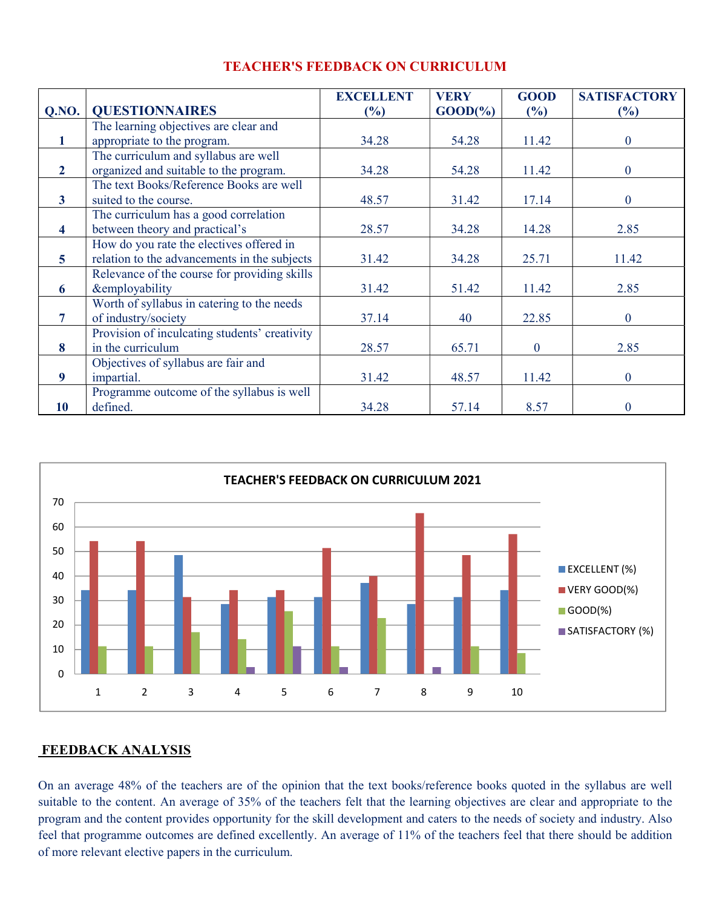## TEACHER'S FEEDBACK ON CURRICULUM

| Q.NO. | QUESTIONNAIRES | EXCELLENT (%) | VERY GOOD(%) | GOOD (%) | SATISFACTORY (%) |
|---|---|---|---|---|---|
| 1 | The learning objectives are clear and appropriate to the program. | 34.28 | 54.28 | 11.42 | 0 |
| 2 | The curriculum and syllabus are well organized and suitable to the program. | 34.28 | 54.28 | 11.42 | 0 |
| 3 | The text Books/Reference Books are well suited to the course. | 48.57 | 31.42 | 17.14 | 0 |
| 4 | The curriculum has a good correlation between theory and practical's | 28.57 | 34.28 | 14.28 | 2.85 |
| 5 | How do you rate the electives offered in relation to the advancements in the subjects | 31.42 | 34.28 | 25.71 | 11.42 |
| 6 | Relevance of the course for providing skills &employability | 31.42 | 51.42 | 11.42 | 2.85 |
| 7 | Worth of syllabus in catering to the needs of industry/society | 37.14 | 40 | 22.85 | 0 |
| 8 | Provision of inculcating students' creativity in the curriculum | 28.57 | 65.71 | 0 | 2.85 |
| 9 | Objectives of syllabus are fair and impartial. | 31.42 | 48.57 | 11.42 | 0 |
| 10 | Programme outcome of the syllabus is well defined. | 34.28 | 57.14 | 8.57 | 0 |

**TEACHER'S FEEDBACK ON CURRICULUM 2021**

## FEEDBACK ANALYSIS

On an average 48% of the teachers are of the opinion that the text books/reference books quoted in the syllabus are well suitable to the content. An average of 35% of the teachers felt that the learning objectives are clear and appropriate to the program and the content provides opportunity for the skill development and caters to the needs of society and industry. Also feel that programme outcomes are defined excellently. An average of 11% of the teachers feel that there should be addition of more relevant elective papers in the curriculum.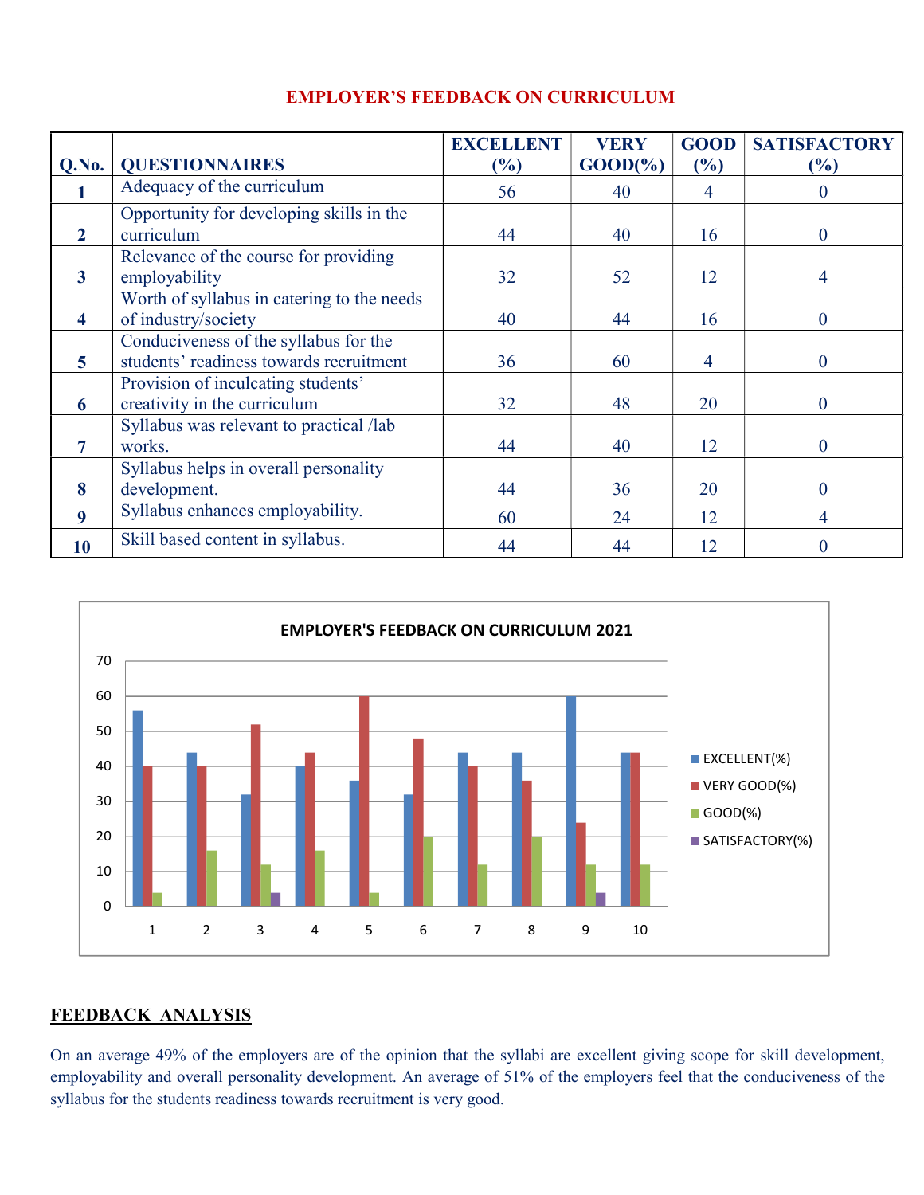## EMPLOYER'S FEEDBACK ON CURRICULUM

| Q.No. | QUESTIONNAIRES | EXCELLENT (%) | VERY GOOD(%) | GOOD (%) | SATISFACTORY (%) |
|---|---|---|---|---|---|
| 1 | Adequacy of the curriculum | 56 | 40 | 4 | 0 |
| 2 | Opportunity for developing skills in the curriculum | 44 | 40 | 16 | 0 |
| 3 | Relevance of the course for providing employability | 32 | 52 | 12 | 4 |
| 4 | Worth of syllabus in catering to the needs of industry/society | 40 | 44 | 16 | 0 |
| 5 | Conduciveness of the syllabus for the students' readiness towards recruitment | 36 | 60 | 4 | 0 |
| 6 | Provision of inculcating students' creativity in the curriculum | 32 | 48 | 20 | 0 |
| 7 | Syllabus was relevant to practical /lab works. | 44 | 40 | 12 | 0 |
| 8 | Syllabus helps in overall personality development. | 44 | 36 | 20 | 0 |
| 9 | Syllabus enhances employability. | 60 | 24 | 12 | 4 |
| 10 | Skill based content in syllabus. | 44 | 44 | 12 | 0 |

EMPLOYER'S FEEDBACK ON CURRICULUM 2021

70
60
50
40
30
20
10
0

1 2 3 4 5 6 7 8 9 10

EXCELLENT(%)
VERY GOOD(%)
GOOD(%)
SATISFACTORY(%)

## FEEDBACK ANALYSIS

On an average 49% of the employers are of the opinion that the syllabi are excellent giving scope for skill development, employability and overall personality development. An average of 51% of the employers feel that the conduciveness of the syllabus for the students readiness towards recruitment is very good.